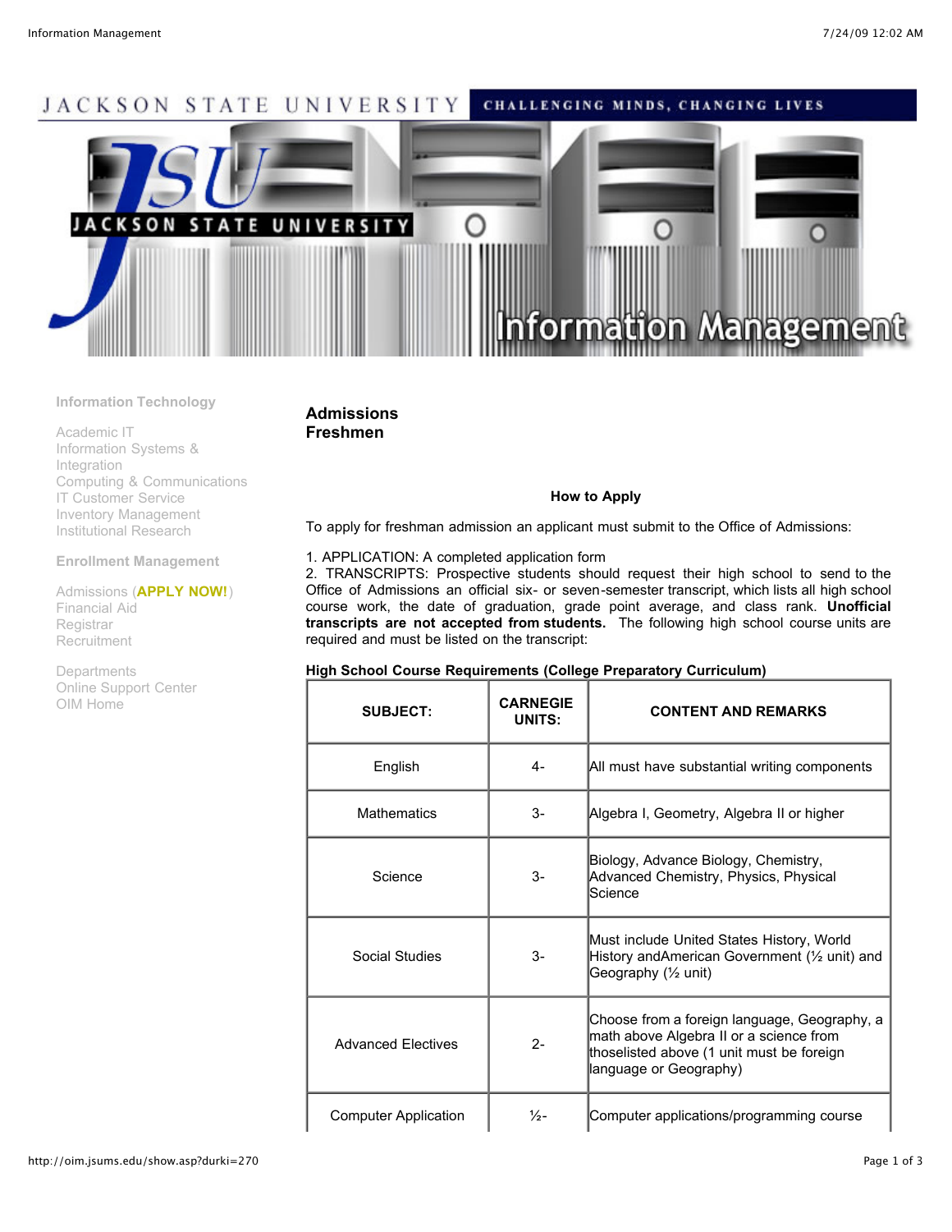JACKSON STATE UNIVERSITY CHALLENGING MINDS, CHANGING LIVES

Information Technology

Academic IT
Information Systems & Integration
Computing & Communications
IT Customer Service
Inventory Management
Institutional Research

Enrollment Management

Admissions (**APPLY NOW!**)
Financial Aid
Registrar
Recruitment

Departments
Online Support Center
OIM Home

## Admissions
## Freshmen

### How to Apply

To apply for freshman admission an applicant must submit to the Office of Admissions:

1. APPLICATION: A completed application form
2. TRANSCRIPTS: Prospective students should request their high school to send to the Office of Admissions an official six- or seven-semester transcript, which lists all high school course work, the date of graduation, grade point average, and class rank. **Unofficial transcripts are not accepted from students.** The following high school course units are required and must be listed on the transcript:

**High School Course Requirements (College Preparatory Curriculum)**

| SUBJECT: | CARNEGIE UNITS: | CONTENT AND REMARKS |
|---|---|---|
| English | 4- | All must have substantial writing components |
| Mathematics | 3- | Algebra I, Geometry, Algebra II or higher |
| Science | 3- | Biology, Advance Biology, Chemistry, Advanced Chemistry, Physics, Physical Science |
| Social Studies | 3- | Must include United States History, World History andAmerican Government (½ unit) and Geography (½ unit) |
| Advanced Electives | 2- | Choose from a foreign language, Geography, a math above Algebra II or a science from thoselisted above (1 unit must be foreign language or Geography) |
| Computer Application | ½- | Computer applications/programming course |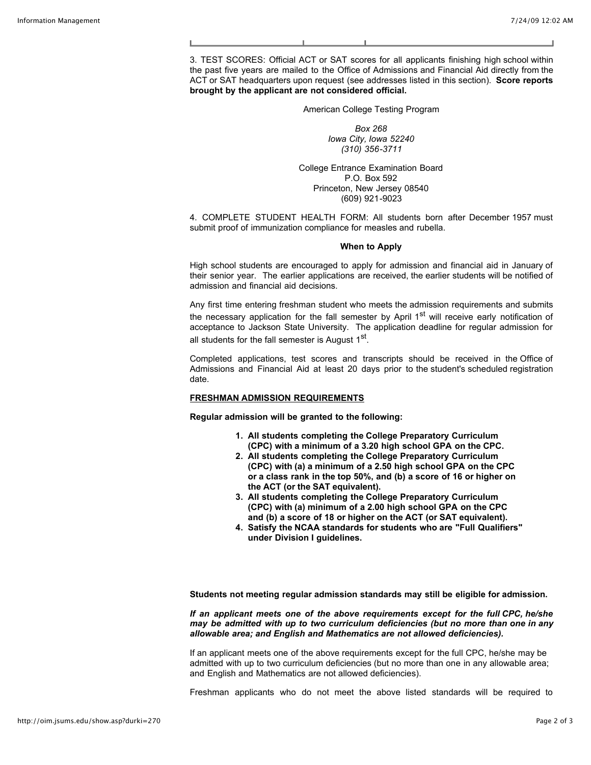3. TEST SCORES: Official ACT or SAT scores for all applicants finishing high school within the past five years are mailed to the Office of Admissions and Financial Aid directly from the ACT or SAT headquarters upon request (see addresses listed in this section). **Score reports brought by the applicant are not considered official.**

American College Testing Program

*Box 268*
*Iowa City, Iowa 52240*
*(310) 356-3711*

College Entrance Examination Board
P.O. Box 592
Princeton, New Jersey 08540
(609) 921-9023

4. COMPLETE STUDENT HEALTH FORM: All students born after December 1957 must submit proof of immunization compliance for measles and rubella.

**When to Apply**

High school students are encouraged to apply for admission and financial aid in January of their senior year. The earlier applications are received, the earlier students will be notified of admission and financial aid decisions.

Any first time entering freshman student who meets the admission requirements and submits the necessary application for the fall semester by April 1st will receive early notification of acceptance to Jackson State University. The application deadline for regular admission for all students for the fall semester is August 1st.

Completed applications, test scores and transcripts should be received in the Office of Admissions and Financial Aid at least 20 days prior to the student's scheduled registration date.

**FRESHMAN ADMISSION REQUIREMENTS**

**Regular admission will be granted to the following:**

1. **All students completing the College Preparatory Curriculum (CPC) with a minimum of a 3.20 high school GPA on the CPC.**
2. **All students completing the College Preparatory Curriculum (CPC) with (a) a minimum of a 2.50 high school GPA on the CPC or a class rank in the top 50%, and (b) a score of 16 or higher on the ACT (or the SAT equivalent).**
3. **All students completing the College Preparatory Curriculum (CPC) with (a) minimum of a 2.00 high school GPA on the CPC and (b) a score of 18 or higher on the ACT (or SAT equivalent).**
4. **Satisfy the NCAA standards for students who are "Full Qualifiers" under Division I guidelines.**

**Students not meeting regular admission standards may still be eligible for admission.**

***If an applicant meets one of the above requirements except for the full CPC, he/she may be admitted with up to two curriculum deficiencies (but no more than one in any allowable area; and English and Mathematics are not allowed deficiencies).***

If an applicant meets one of the above requirements except for the full CPC, he/she may be admitted with up to two curriculum deficiencies (but no more than one in any allowable area; and English and Mathematics are not allowed deficiencies).

Freshman applicants who do not meet the above listed standards will be required to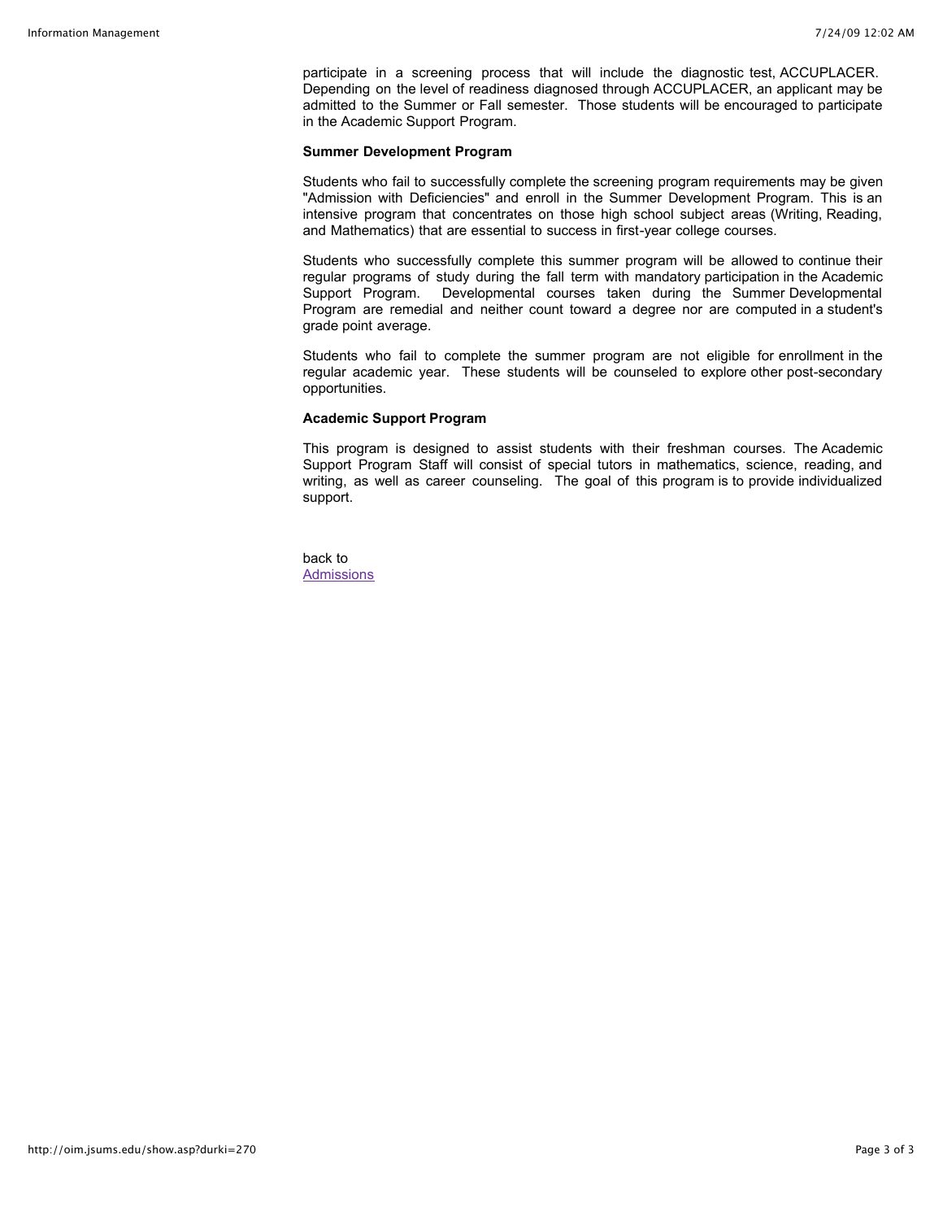participate in a screening process that will include the diagnostic test, ACCUPLACER. Depending on the level of readiness diagnosed through ACCUPLACER, an applicant may be admitted to the Summer or Fall semester. Those students will be encouraged to participate in the Academic Support Program.

**Summer Development Program**

Students who fail to successfully complete the screening program requirements may be given "Admission with Deficiencies" and enroll in the Summer Development Program. This is an intensive program that concentrates on those high school subject areas (Writing, Reading, and Mathematics) that are essential to success in first-year college courses.

Students who successfully complete this summer program will be allowed to continue their regular programs of study during the fall term with mandatory participation in the Academic Support Program. Developmental courses taken during the Summer Developmental Program are remedial and neither count toward a degree nor are computed in a student's grade point average.

Students who fail to complete the summer program are not eligible for enrollment in the regular academic year. These students will be counseled to explore other post-secondary opportunities.

**Academic Support Program**

This program is designed to assist students with their freshman courses. The Academic Support Program Staff will consist of special tutors in mathematics, science, reading, and writing, as well as career counseling. The goal of this program is to provide individualized support.

back to
Admissions